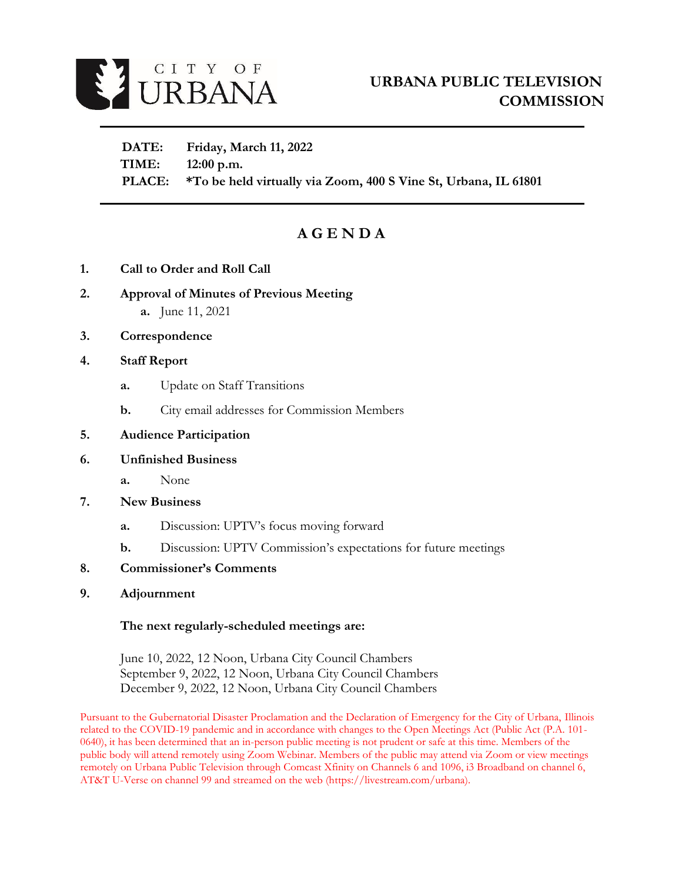CITY OF URBANA

# URBANA PUBLIC TELEVISION COMMISSION

**DATE:** **Friday, March 11, 2022**
**TIME:** **12:00 p.m.**
**PLACE:** **\*To be held virtually via Zoom, 400 S Vine St, Urbana, IL 61801**

## AGENDA

1. **Call to Order and Roll Call**
2. **Approval of Minutes of Previous Meeting**
   a. June 11, 2021
3. **Correspondence**
4. **Staff Report**
   a. Update on Staff Transitions
   b. City email addresses for Commission Members
5. **Audience Participation**
6. **Unfinished Business**
   a. None
7. **New Business**
   a. Discussion: UPTV's focus moving forward
   b. Discussion: UPTV Commission's expectations for future meetings
8. **Commissioner's Comments**
9. **Adjournment**

**The next regularly-scheduled meetings are:**

June 10, 2022, 12 Noon, Urbana City Council Chambers
September 9, 2022, 12 Noon, Urbana City Council Chambers
December 9, 2022, 12 Noon, Urbana City Council Chambers

Pursuant to the Gubernatorial Disaster Proclamation and the Declaration of Emergency for the City of Urbana, Illinois related to the COVID-19 pandemic and in accordance with changes to the Open Meetings Act (Public Act (P.A. 101-0640), it has been determined that an in-person public meeting is not prudent or safe at this time. Members of the public body will attend remotely using Zoom Webinar. Members of the public may attend via Zoom or view meetings remotely on Urbana Public Television through Comcast Xfinity on Channels 6 and 1096, i3 Broadband on channel 6, AT&T U-Verse on channel 99 and streamed on the web (https://livestream.com/urbana).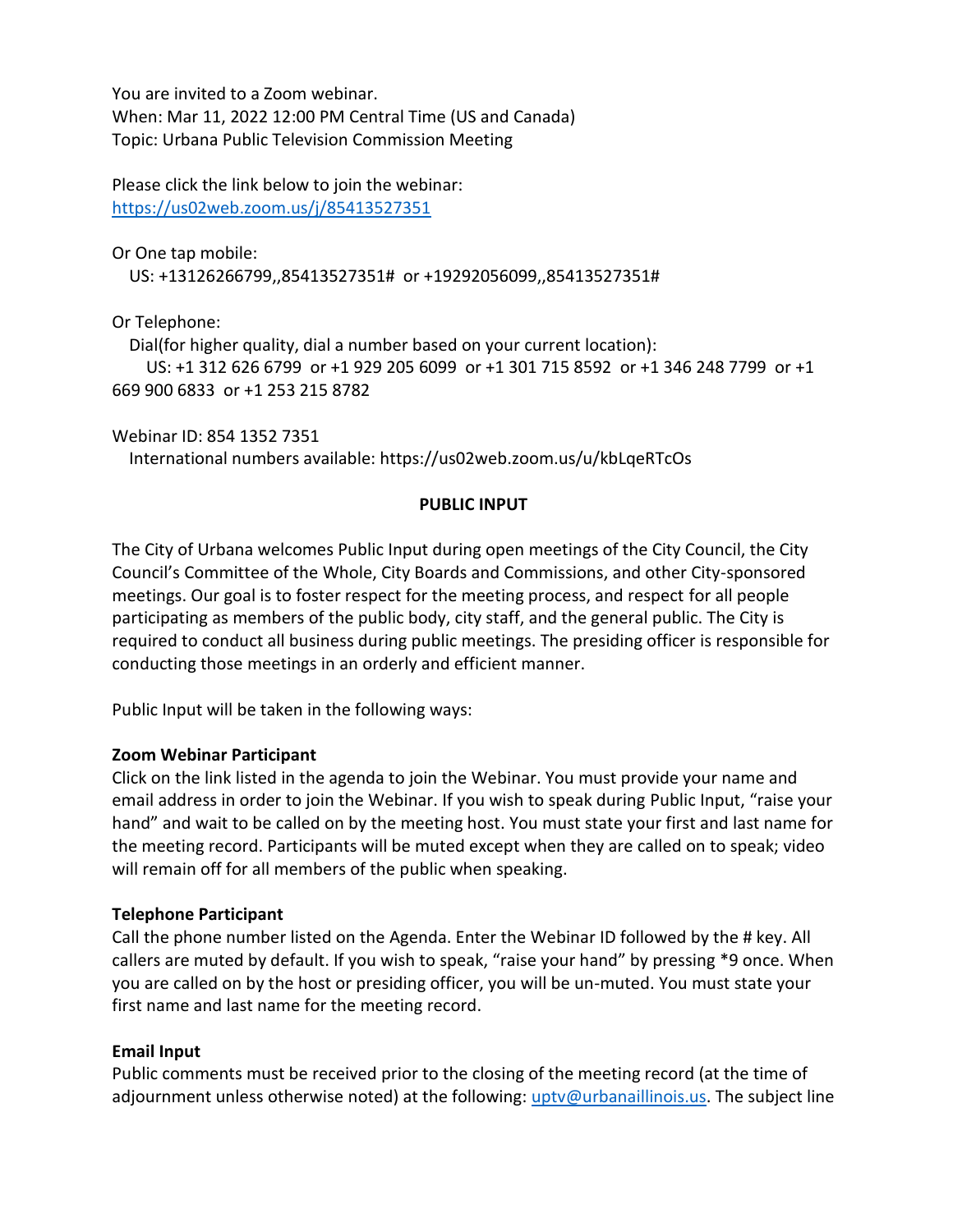You are invited to a Zoom webinar.
When: Mar 11, 2022 12:00 PM Central Time (US and Canada)
Topic: Urbana Public Television Commission Meeting

Please click the link below to join the webinar:
https://us02web.zoom.us/j/85413527351

Or One tap mobile:
US: +13126266799,,85413527351# or +19292056099,,85413527351#

Or Telephone:
Dial(for higher quality, dial a number based on your current location):
US: +1 312 626 6799 or +1 929 205 6099 or +1 301 715 8592 or +1 346 248 7799 or +1 669 900 6833 or +1 253 215 8782

Webinar ID: 854 1352 7351
International numbers available: https://us02web.zoom.us/u/kbLqeRTcOs

**PUBLIC INPUT**

The City of Urbana welcomes Public Input during open meetings of the City Council, the City Council's Committee of the Whole, City Boards and Commissions, and other City-sponsored meetings. Our goal is to foster respect for the meeting process, and respect for all people participating as members of the public body, city staff, and the general public. The City is required to conduct all business during public meetings. The presiding officer is responsible for conducting those meetings in an orderly and efficient manner.

Public Input will be taken in the following ways:

**Zoom Webinar Participant**
Click on the link listed in the agenda to join the Webinar. You must provide your name and email address in order to join the Webinar. If you wish to speak during Public Input, "raise your hand" and wait to be called on by the meeting host. You must state your first and last name for the meeting record. Participants will be muted except when they are called on to speak; video will remain off for all members of the public when speaking.

**Telephone Participant**
Call the phone number listed on the Agenda. Enter the Webinar ID followed by the # key. All callers are muted by default. If you wish to speak, "raise your hand" by pressing *9 once. When you are called on by the host or presiding officer, you will be un-muted. You must state your first name and last name for the meeting record.

**Email Input**
Public comments must be received prior to the closing of the meeting record (at the time of adjournment unless otherwise noted) at the following: uptv@urbanaillinois.us. The subject line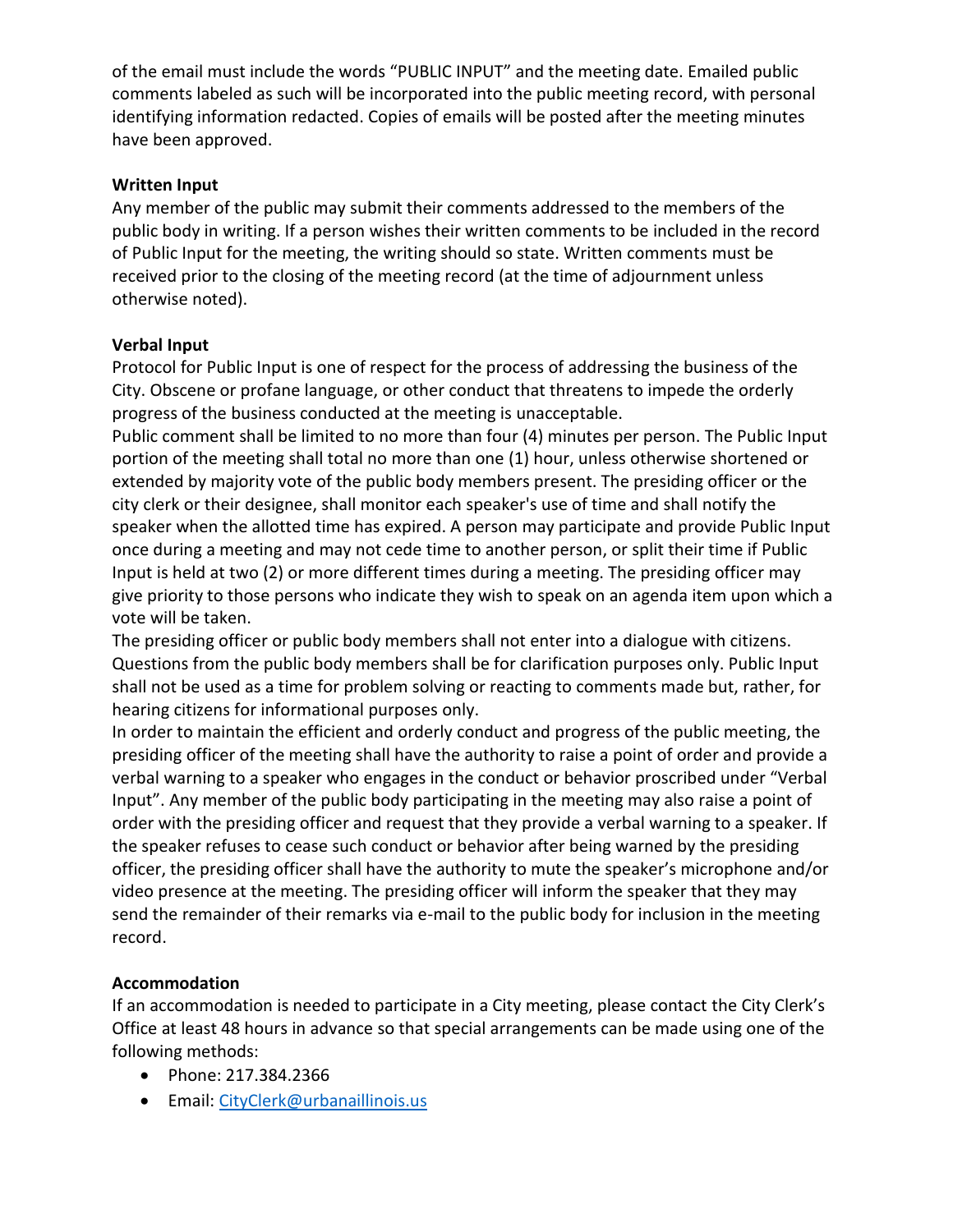of the email must include the words "PUBLIC INPUT" and the meeting date. Emailed public comments labeled as such will be incorporated into the public meeting record, with personal identifying information redacted. Copies of emails will be posted after the meeting minutes have been approved.

**Written Input**

Any member of the public may submit their comments addressed to the members of the public body in writing. If a person wishes their written comments to be included in the record of Public Input for the meeting, the writing should so state. Written comments must be received prior to the closing of the meeting record (at the time of adjournment unless otherwise noted).

**Verbal Input**

Protocol for Public Input is one of respect for the process of addressing the business of the City. Obscene or profane language, or other conduct that threatens to impede the orderly progress of the business conducted at the meeting is unacceptable.

Public comment shall be limited to no more than four (4) minutes per person. The Public Input portion of the meeting shall total no more than one (1) hour, unless otherwise shortened or extended by majority vote of the public body members present. The presiding officer or the city clerk or their designee, shall monitor each speaker's use of time and shall notify the speaker when the allotted time has expired. A person may participate and provide Public Input once during a meeting and may not cede time to another person, or split their time if Public Input is held at two (2) or more different times during a meeting. The presiding officer may give priority to those persons who indicate they wish to speak on an agenda item upon which a vote will be taken.

The presiding officer or public body members shall not enter into a dialogue with citizens. Questions from the public body members shall be for clarification purposes only. Public Input shall not be used as a time for problem solving or reacting to comments made but, rather, for hearing citizens for informational purposes only.

In order to maintain the efficient and orderly conduct and progress of the public meeting, the presiding officer of the meeting shall have the authority to raise a point of order and provide a verbal warning to a speaker who engages in the conduct or behavior proscribed under "Verbal Input". Any member of the public body participating in the meeting may also raise a point of order with the presiding officer and request that they provide a verbal warning to a speaker. If the speaker refuses to cease such conduct or behavior after being warned by the presiding officer, the presiding officer shall have the authority to mute the speaker's microphone and/or video presence at the meeting. The presiding officer will inform the speaker that they may send the remainder of their remarks via e-mail to the public body for inclusion in the meeting record.

**Accommodation**

If an accommodation is needed to participate in a City meeting, please contact the City Clerk's Office at least 48 hours in advance so that special arrangements can be made using one of the following methods:

- Phone: 217.384.2366
- Email: CityClerk@urbanaillinois.us